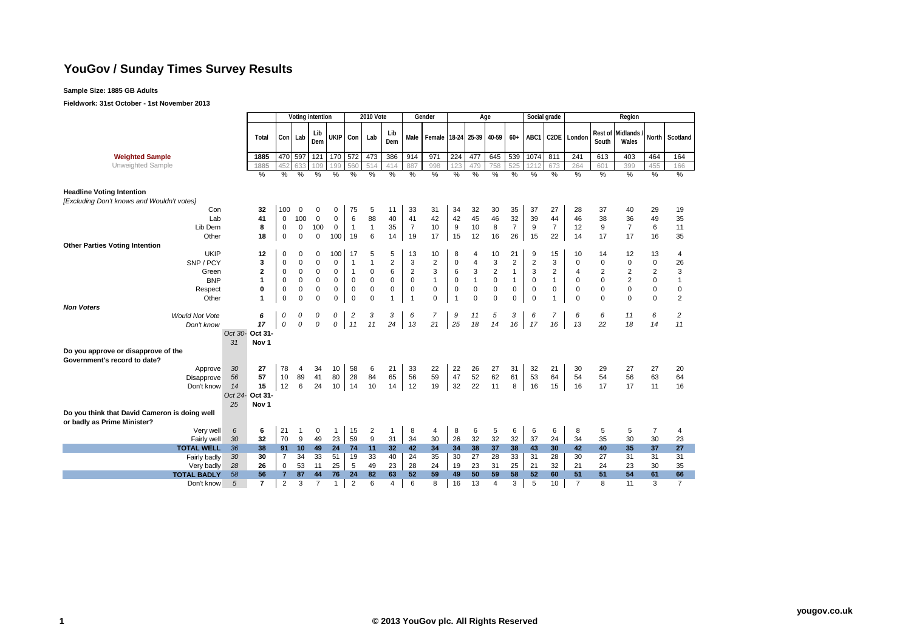# YouGov / Sunday Times Survey Results

**Sample Size: 1885 GB Adults**

**Fieldwork: 31st October - 1st November 2013**

| | | | Voting intention | | | | 2010 Vote | | | Gender | | Age | | | | Social grade | | Region | | | | |
|---|---|---|---|---|---|---|---|---|---|---|---|---|---|---|---|---|---|---|---|---|---|---|
| | | Total | Con | Lab | Lib Dem | UKIP | Con | Lab | Lib Dem | Male | Female | 18-24 | 25-39 | 40-59 | 60+ | ABC1 | C2DE | London | Rest of South | Midlands / Wales | North | Scotland |
| **Weighted Sample** | | 1885 | 470 | 597 | 121 | 170 | 572 | 473 | 386 | 914 | 971 | 224 | 477 | 645 | 539 | 1074 | 811 | 241 | 613 | 403 | 464 | 164 |
| Unweighted Sample | | 1885 | 452 | 633 | 109 | 199 | 560 | 514 | 414 | 887 | 998 | 123 | 479 | 758 | 525 | 1212 | 673 | 264 | 601 | 399 | 455 | 166 |
| | | % | % | % | % | % | % | % | % | % | % | % | % | % | % | % | % | % | % | % | % | % |
| **Headline Voting Intention** | | | | | | | | | | | | | | | | | | | | | | |
| *[Excluding Don't knows and Wouldn't votes]* | | | | | | | | | | | | | | | | | | | | | | |
| Con | | 32 | 100 | 0 | 0 | 0 | 75 | 5 | 11 | 33 | 31 | 34 | 32 | 30 | 35 | 37 | 27 | 28 | 37 | 40 | 29 | 19 |
| Lab | | 41 | 0 | 100 | 0 | 0 | 6 | 88 | 40 | 41 | 42 | 42 | 45 | 46 | 32 | 39 | 44 | 46 | 38 | 36 | 49 | 35 |
| Lib Dem | | 8 | 0 | 0 | 100 | 0 | 1 | 1 | 35 | 7 | 10 | 9 | 10 | 8 | 7 | 9 | 7 | 12 | 9 | 7 | 6 | 11 |
| Other | | 18 | 0 | 0 | 0 | 100 | 19 | 6 | 14 | 19 | 17 | 15 | 12 | 16 | 26 | 15 | 22 | 14 | 17 | 17 | 16 | 35 |
| **Other Parties Voting Intention** | | | | | | | | | | | | | | | | | | | | | | |
| UKIP | | 12 | 0 | 0 | 0 | 100 | 17 | 5 | 5 | 13 | 10 | 8 | 4 | 10 | 21 | 9 | 15 | 10 | 14 | 12 | 13 | 4 |
| SNP / PCY | | 3 | 0 | 0 | 0 | 0 | 1 | 1 | 2 | 3 | 2 | 0 | 4 | 3 | 2 | 2 | 3 | 0 | 0 | 0 | 0 | 26 |
| Green | | 2 | 0 | 0 | 0 | 0 | 1 | 0 | 6 | 2 | 3 | 6 | 3 | 2 | 1 | 3 | 2 | 4 | 2 | 2 | 2 | 3 |
| BNP | | 1 | 0 | 0 | 0 | 0 | 0 | 0 | 0 | 0 | 1 | 0 | 1 | 0 | 1 | 0 | 1 | 0 | 0 | 2 | 0 | 1 |
| Respect | | 0 | 0 | 0 | 0 | 0 | 0 | 0 | 0 | 0 | 0 | 0 | 0 | 0 | 0 | 0 | 0 | 0 | 0 | 0 | 0 | 0 |
| Other | | 1 | 0 | 0 | 0 | 0 | 0 | 0 | 1 | 1 | 0 | 1 | 0 | 0 | 0 | 0 | 1 | 0 | 0 | 0 | 0 | 2 |
| ***Non Voters*** | | | | | | | | | | | | | | | | | | | | | | |
| *Would Not Vote* | | *6* | *0* | *0* | *0* | *0* | *2* | *3* | *3* | *6* | *7* | *9* | *11* | *5* | *3* | *6* | *7* | *6* | *6* | *11* | *6* | *2* |
| *Don't know* | | *17* | *0* | *0* | *0* | *0* | *11* | *11* | *24* | *13* | *21* | *25* | *18* | *14* | *16* | *17* | *16* | *13* | *22* | *18* | *14* | *11* |
| | *Oct 30-31* | Oct 31-Nov 1 | | | | | | | | | | | | | | | | | | | | |
| **Do you approve or disapprove of the Government's record to date?** | | | | | | | | | | | | | | | | | | | | | | |
| Approve | *30* | 27 | 78 | 4 | 34 | 10 | 58 | 6 | 21 | 33 | 22 | 22 | 26 | 27 | 31 | 32 | 21 | 30 | 29 | 27 | 27 | 20 |
| Disapprove | *56* | 57 | 10 | 89 | 41 | 80 | 28 | 84 | 65 | 56 | 59 | 47 | 52 | 62 | 61 | 53 | 64 | 54 | 54 | 56 | 63 | 64 |
| Don't know | *14* | 15 | 12 | 6 | 24 | 10 | 14 | 10 | 14 | 12 | 19 | 32 | 22 | 11 | 8 | 16 | 15 | 16 | 17 | 17 | 11 | 16 |
| | *Oct 24-25* | Oct 31-Nov 1 | | | | | | | | | | | | | | | | | | | | |
| **Do you think that David Cameron is doing well or badly as Prime Minister?** | | | | | | | | | | | | | | | | | | | | | | |
| Very well | *6* | 6 | 21 | 1 | 0 | 1 | 15 | 2 | 1 | 8 | 4 | 8 | 6 | 5 | 6 | 6 | 6 | 8 | 5 | 5 | 7 | 4 |
| Fairly well | *30* | 32 | 70 | 9 | 49 | 23 | 59 | 9 | 31 | 34 | 30 | 26 | 32 | 32 | 32 | 37 | 24 | 34 | 35 | 30 | 30 | 23 |
| **TOTAL WELL** | *36* | **38** | **91** | **10** | **49** | **24** | **74** | **11** | **32** | **42** | **34** | **34** | **38** | **37** | **38** | **43** | **30** | **42** | **40** | **35** | **37** | **27** |
| Fairly badly | *30* | 30 | 7 | 34 | 33 | 51 | 19 | 33 | 40 | 24 | 35 | 30 | 27 | 28 | 33 | 31 | 28 | 30 | 27 | 31 | 31 | 31 |
| Very badly | *28* | 26 | 0 | 53 | 11 | 25 | 5 | 49 | 23 | 28 | 24 | 19 | 23 | 31 | 25 | 21 | 32 | 21 | 24 | 23 | 30 | 35 |
| **TOTAL BADLY** | *58* | **56** | **7** | **87** | **44** | **76** | **24** | **82** | **63** | **52** | **59** | **49** | **50** | **59** | **58** | **52** | **60** | **51** | **51** | **54** | **61** | **66** |
| Don't know | *5* | 7 | 2 | 3 | 7 | 1 | 2 | 6 | 4 | 6 | 8 | 16 | 13 | 4 | 3 | 5 | 10 | 7 | 8 | 11 | 3 | 7 |

© 2013 YouGov plc. All Rights Reserved

yougov.co.uk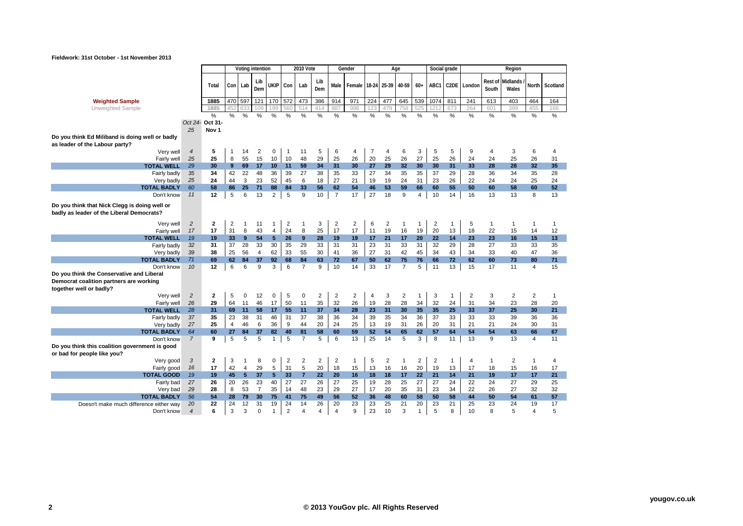Fieldwork: 31st October - 1st November 2013

| | Oct 24-25 | Total Oct 31-Nov 1 | Voting intention | | | | 2010 Vote | | | Gender | | Age | | | | Social grade | | Region | | | | |
|---|---|---|---|---|---|---|---|---|---|---|---|---|---|---|---|---|---|---|---|---|---|---|
| | | | Con | Lab | Lib Dem | UKIP | Con | Lab | Lib Dem | Male | Female | 18-24 | 25-39 | 40-59 | 60+ | ABC1 | C2DE | London | Rest of South | Midlands / Wales | North | Scotland |
| **Weighted Sample** | | 1885 | 470 | 597 | 121 | 170 | 572 | 473 | 386 | 914 | 971 | 224 | 477 | 645 | 539 | 1074 | 811 | 241 | 613 | 403 | 464 | 164 |
| Unweighted Sample | | 1885 | 452 | 633 | 109 | 199 | 560 | 514 | 414 | 887 | 998 | 123 | 479 | 758 | 525 | 1212 | 673 | 264 | 601 | 399 | 455 | 166 |
| | | % | % | % | % | % | % | % | % | % | % | % | % | % | % | % | % | % | % | % | % | % |
| **Do you think Ed Miliband is doing well or badly as leader of the Labour party?** | | | | | | | | | | | | | | | | | | | | | | |
| Very well | 4 | 5 | 1 | 14 | 2 | 0 | 1 | 11 | 5 | 6 | 4 | 7 | 4 | 6 | 3 | 5 | 5 | 9 | 4 | 3 | 6 | 4 |
| Fairly well | 25 | 25 | 8 | 55 | 15 | 10 | 10 | 48 | 29 | 25 | 26 | 20 | 25 | 26 | 27 | 25 | 26 | 24 | 24 | 25 | 26 | 31 |
| **TOTAL WELL** | 29 | **30** | **9** | **69** | **17** | **10** | **11** | **59** | **34** | **31** | **30** | **27** | **29** | **32** | **30** | **30** | **31** | **33** | **28** | **28** | **32** | **35** |
| Fairly badly | 35 | 34 | 42 | 22 | 48 | 36 | 39 | 27 | 38 | 35 | 33 | 27 | 34 | 35 | 35 | 37 | 29 | 28 | 36 | 34 | 35 | 28 |
| Very badly | 25 | 24 | 44 | 3 | 23 | 52 | 45 | 6 | 18 | 27 | 21 | 19 | 19 | 24 | 31 | 23 | 26 | 22 | 24 | 24 | 25 | 24 |
| **TOTAL BADLY** | 60 | **58** | **86** | **25** | **71** | **88** | **84** | **33** | **56** | **62** | **54** | **46** | **53** | **59** | **66** | **60** | **55** | **50** | **60** | **58** | **60** | **52** |
| Don't know | 11 | 12 | 5 | 6 | 13 | 2 | 5 | 9 | 10 | 7 | 17 | 27 | 18 | 9 | 4 | 10 | 14 | 16 | 13 | 13 | 8 | 13 |
| **Do you think that Nick Clegg is doing well or badly as leader of the Liberal Democrats?** | | | | | | | | | | | | | | | | | | | | | | |
| Very well | 2 | 2 | 2 | 1 | 11 | 1 | 2 | 1 | 3 | 2 | 2 | 6 | 2 | 1 | 1 | 2 | 1 | 5 | 1 | 1 | 1 | 1 |
| Fairly well | 17 | 17 | 31 | 8 | 43 | 4 | 24 | 8 | 25 | 17 | 17 | 11 | 19 | 16 | 19 | 20 | 13 | 18 | 22 | 15 | 14 | 12 |
| **TOTAL WELL** | 19 | **19** | **33** | **9** | **54** | **5** | **26** | **9** | **28** | **19** | **19** | **17** | **21** | **17** | **20** | **22** | **14** | **23** | **23** | **16** | **15** | **13** |
| Fairly badly | 32 | 31 | 37 | 28 | 33 | 30 | 35 | 29 | 33 | 31 | 31 | 23 | 31 | 33 | 31 | 32 | 29 | 28 | 27 | 33 | 33 | 35 |
| Very badly | 39 | 38 | 25 | 56 | 4 | 62 | 33 | 55 | 30 | 41 | 36 | 27 | 31 | 42 | 45 | 34 | 43 | 34 | 33 | 40 | 47 | 36 |
| **TOTAL BADLY** | 71 | **69** | **62** | **84** | **37** | **92** | **68** | **84** | **63** | **72** | **67** | **50** | **62** | **75** | **76** | **66** | **72** | **62** | **60** | **73** | **80** | **71** |
| Don't know | 10 | 12 | 6 | 6 | 9 | 3 | 6 | 7 | 9 | 10 | 14 | 33 | 17 | 7 | 5 | 11 | 13 | 15 | 17 | 11 | 4 | 15 |
| **Do you think the Conservative and Liberal Democrat coalition partners are working together well or badly?** | | | | | | | | | | | | | | | | | | | | | | |
| Very well | 2 | 2 | 5 | 0 | 12 | 0 | 5 | 0 | 2 | 2 | 2 | 4 | 3 | 2 | 1 | 3 | 1 | 2 | 3 | 2 | 2 | 1 |
| Fairly well | 26 | 29 | 64 | 11 | 46 | 17 | 50 | 11 | 35 | 32 | 26 | 19 | 28 | 28 | 34 | 32 | 24 | 31 | 34 | 23 | 28 | 20 |
| **TOTAL WELL** | 28 | **31** | **69** | **11** | **58** | **17** | **55** | **11** | **37** | **34** | **28** | **23** | **31** | **30** | **35** | **35** | **25** | **33** | **37** | **25** | **30** | **21** |
| Fairly badly | 37 | 35 | 23 | 38 | 31 | 46 | 31 | 37 | 38 | 36 | 34 | 39 | 35 | 34 | 36 | 37 | 33 | 33 | 33 | 39 | 36 | 36 |
| Very badly | 27 | 25 | 4 | 46 | 6 | 36 | 9 | 44 | 20 | 24 | 25 | 13 | 19 | 31 | 26 | 20 | 31 | 21 | 21 | 24 | 30 | 31 |
| **TOTAL BADLY** | 64 | **60** | **27** | **84** | **37** | **82** | **40** | **81** | **58** | **60** | **59** | **52** | **54** | **65** | **62** | **57** | **64** | **54** | **54** | **63** | **66** | **67** |
| Don't know | 7 | 9 | 5 | 5 | 5 | 1 | 5 | 7 | 5 | 6 | 13 | 25 | 14 | 5 | 3 | 8 | 11 | 13 | 9 | 13 | 4 | 11 |
| **Do you think this coalition government is good or bad for people like you?** | | | | | | | | | | | | | | | | | | | | | | |
| Very good | 3 | 2 | 3 | 1 | 8 | 0 | 2 | 2 | 2 | 2 | 1 | 5 | 2 | 1 | 2 | 2 | 1 | 4 | 1 | 2 | 1 | 4 |
| Fairly good | 16 | 17 | 42 | 4 | 29 | 5 | 31 | 5 | 20 | 18 | 15 | 13 | 16 | 16 | 20 | 19 | 13 | 17 | 18 | 15 | 16 | 17 |
| **TOTAL GOOD** | 19 | **19** | **45** | **5** | **37** | **5** | **33** | **7** | **22** | **20** | **16** | **18** | **18** | **17** | **22** | **21** | **14** | **21** | **19** | **17** | **17** | **21** |
| Fairly bad | 27 | 26 | 20 | 26 | 23 | 40 | 27 | 27 | 26 | 27 | 25 | 19 | 28 | 25 | 27 | 27 | 24 | 22 | 24 | 27 | 29 | 25 |
| Very bad | 29 | 28 | 8 | 53 | 7 | 35 | 14 | 48 | 23 | 29 | 27 | 17 | 20 | 35 | 31 | 23 | 34 | 22 | 26 | 27 | 32 | 32 |
| **TOTAL BADLY** | 56 | **54** | **28** | **79** | **30** | **75** | **41** | **75** | **49** | **56** | **52** | **36** | **48** | **60** | **58** | **50** | **58** | **44** | **50** | **54** | **61** | **57** |
| Doesn't make much difference either way | 20 | 22 | 24 | 12 | 31 | 19 | 24 | 14 | 26 | 20 | 23 | 23 | 25 | 21 | 20 | 23 | 21 | 25 | 23 | 24 | 19 | 17 |
| Don't know | 4 | 6 | 3 | 3 | 0 | 1 | 2 | 4 | 4 | 4 | 9 | 23 | 10 | 3 | 1 | 5 | 8 | 10 | 8 | 5 | 4 | 5 |

© 2013 YouGov plc. All Rights Reserved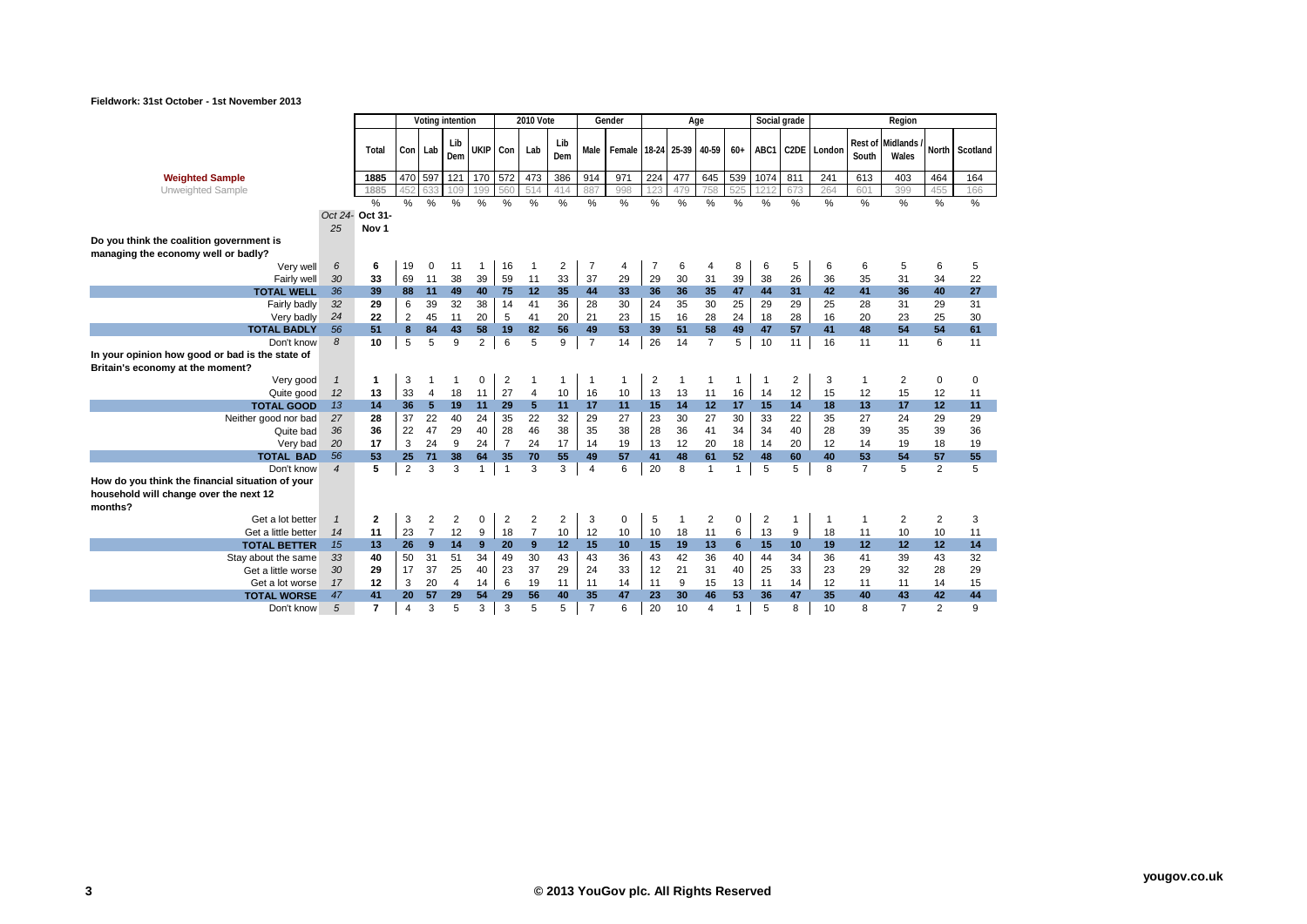**Fieldwork: 31st October - 1st November 2013**

| | | | Voting intention | | | | 2010 Vote | | | Gender | | Age | | | | Social grade | | Region | | | | |
|---|---|---|---|---|---|---|---|---|---|---|---|---|---|---|---|---|---|---|---|---|---|---|
| | | Total | Con | Lab | Lib Dem | UKIP | Con | Lab | Lib Dem | Male | Female | 18-24 | 25-39 | 40-59 | 60+ | ABC1 | C2DE | London | Rest of South | Midlands / Wales | North | Scotland |
| **Weighted Sample** | | 1885 | 470 | 597 | 121 | 170 | 572 | 473 | 386 | 914 | 971 | 224 | 477 | 645 | 539 | 1074 | 811 | 241 | 613 | 403 | 464 | 164 |
| Unweighted Sample | | 1885 | 452 | 633 | 109 | 199 | 560 | 514 | 414 | 887 | 998 | 123 | 479 | 758 | 525 | 1212 | 673 | 264 | 601 | 399 | 455 | 166 |
| | | % | % | % | % | % | % | % | % | % | % | % | % | % | % | % | % | % | % | % | % | % |
| | Oct 24-25 | Oct 31-Nov 1 | | | | | | | | | | | | | | | | | | | | |
| **Do you think the coalition government is managing the economy well or badly?** | | | | | | | | | | | | | | | | | | | | | | |
| Very well | 6 | 6 | 19 | 0 | 11 | 1 | 16 | 1 | 2 | 7 | 4 | 7 | 6 | 4 | 8 | 6 | 5 | 6 | 6 | 5 | 6 | 5 |
| Fairly well | 30 | 33 | 69 | 11 | 38 | 39 | 59 | 11 | 33 | 37 | 29 | 29 | 30 | 31 | 39 | 38 | 26 | 36 | 35 | 31 | 34 | 22 |
| **TOTAL WELL** | 36 | **39** | **88** | **11** | **49** | **40** | **75** | **12** | **35** | **44** | **33** | **36** | **36** | **35** | **47** | **44** | **31** | **42** | **41** | **36** | **40** | **27** |
| Fairly badly | 32 | 29 | 6 | 39 | 32 | 38 | 14 | 41 | 36 | 28 | 30 | 24 | 35 | 30 | 25 | 29 | 29 | 25 | 28 | 31 | 29 | 31 |
| Very badly | 24 | 22 | 2 | 45 | 11 | 20 | 5 | 41 | 20 | 21 | 23 | 15 | 16 | 28 | 24 | 18 | 28 | 16 | 20 | 23 | 25 | 30 |
| **TOTAL BADLY** | 56 | **51** | **8** | **84** | **43** | **58** | **19** | **82** | **56** | **49** | **53** | **39** | **51** | **58** | **49** | **47** | **57** | **41** | **48** | **54** | **54** | **61** |
| Don't know | 8 | 10 | 5 | 5 | 9 | 2 | 6 | 5 | 9 | 7 | 14 | 26 | 14 | 7 | 5 | 10 | 11 | 16 | 11 | 11 | 6 | 11 |
| **In your opinion how good or bad is the state of Britain's economy at the moment?** | | | | | | | | | | | | | | | | | | | | | | |
| Very good | 1 | 1 | 3 | 1 | 1 | 0 | 2 | 1 | 1 | 1 | 1 | 2 | 1 | 1 | 1 | 1 | 2 | 3 | 1 | 2 | 0 | 0 |
| Quite good | 12 | 13 | 33 | 4 | 18 | 11 | 27 | 4 | 10 | 16 | 10 | 13 | 13 | 11 | 16 | 14 | 12 | 15 | 12 | 15 | 12 | 11 |
| **TOTAL GOOD** | 13 | **14** | **36** | **5** | **19** | **11** | **29** | **5** | **11** | **17** | **11** | **15** | **14** | **12** | **17** | **15** | **14** | **18** | **13** | **17** | **12** | **11** |
| Neither good nor bad | 27 | 28 | 37 | 22 | 40 | 24 | 35 | 22 | 32 | 29 | 27 | 23 | 30 | 27 | 30 | 33 | 22 | 35 | 27 | 24 | 29 | 29 |
| Quite bad | 36 | 36 | 22 | 47 | 29 | 40 | 28 | 46 | 38 | 35 | 38 | 28 | 36 | 41 | 34 | 34 | 40 | 28 | 39 | 35 | 39 | 36 |
| Very bad | 20 | 17 | 3 | 24 | 9 | 24 | 7 | 24 | 17 | 14 | 19 | 13 | 12 | 20 | 18 | 14 | 20 | 12 | 14 | 19 | 18 | 19 |
| **TOTAL BAD** | 56 | **53** | **25** | **71** | **38** | **64** | **35** | **70** | **55** | **49** | **57** | **41** | **48** | **61** | **52** | **48** | **60** | **40** | **53** | **54** | **57** | **55** |
| Don't know | 4 | 5 | 2 | 3 | 3 | 1 | 1 | 3 | 3 | 4 | 6 | 20 | 8 | 1 | 1 | 5 | 5 | 8 | 7 | 5 | 2 | 5 |
| **How do you think the financial situation of your household will change over the next 12 months?** | | | | | | | | | | | | | | | | | | | | | | |
| Get a lot better | 1 | 2 | 3 | 2 | 2 | 0 | 2 | 2 | 2 | 3 | 0 | 5 | 1 | 2 | 0 | 2 | 1 | 1 | 1 | 2 | 2 | 3 |
| Get a little better | 14 | 11 | 23 | 7 | 12 | 9 | 18 | 7 | 10 | 12 | 10 | 10 | 18 | 11 | 6 | 13 | 9 | 18 | 11 | 10 | 10 | 11 |
| **TOTAL BETTER** | 15 | **13** | **26** | **9** | **14** | **9** | **20** | **9** | **12** | **15** | **10** | **15** | **19** | **13** | **6** | **15** | **10** | **19** | **12** | **12** | **12** | **14** |
| Stay about the same | 33 | 40 | 50 | 31 | 51 | 34 | 49 | 30 | 43 | 43 | 36 | 43 | 42 | 36 | 40 | 44 | 34 | 36 | 41 | 39 | 43 | 32 |
| Get a little worse | 30 | 29 | 17 | 37 | 25 | 40 | 23 | 37 | 29 | 24 | 33 | 12 | 21 | 31 | 40 | 25 | 33 | 23 | 29 | 32 | 28 | 29 |
| Get a lot worse | 17 | 12 | 3 | 20 | 4 | 14 | 6 | 19 | 11 | 11 | 14 | 11 | 9 | 15 | 13 | 11 | 14 | 12 | 11 | 11 | 14 | 15 |
| **TOTAL WORSE** | 47 | **41** | **20** | **57** | **29** | **54** | **29** | **56** | **40** | **35** | **47** | **23** | **30** | **46** | **53** | **36** | **47** | **35** | **40** | **43** | **42** | **44** |
| Don't know | 5 | 7 | 4 | 3 | 5 | 3 | 3 | 5 | 5 | 7 | 6 | 20 | 10 | 4 | 1 | 5 | 8 | 10 | 8 | 7 | 2 | 9 |

© 2013 YouGov plc. All Rights Reserved

yougov.co.uk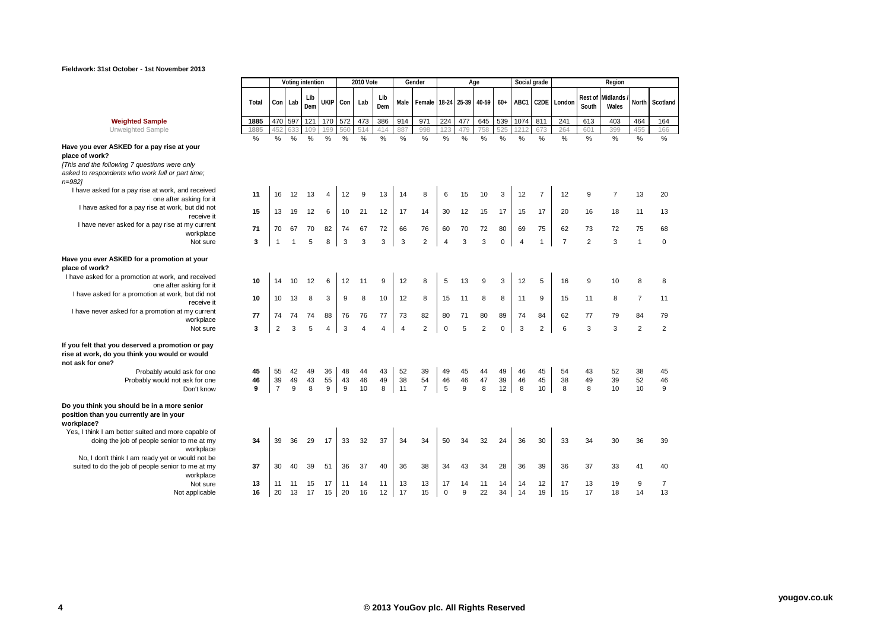**Fieldwork: 31st October - 1st November 2013**

| | | Voting intention | | | | 2010 Vote | | | Gender | | Age | | | | Social grade | | Region | | | | |
|---|---|---|---|---|---|---|---|---|---|---|---|---|---|---|---|---|---|---|---|---|---|
| | Total | Con | Lab | Lib Dem | UKIP | Con | Lab | Lib Dem | Male | Female | 18-24 | 25-39 | 40-59 | 60+ | ABC1 | C2DE | London | Rest of South | Midlands / Wales | North | Scotland |
| **Weighted Sample** | 1885 | 470 | 597 | 121 | 170 | 572 | 473 | 386 | 914 | 971 | 224 | 477 | 645 | 539 | 1074 | 811 | 241 | 613 | 403 | 464 | 164 |
| Unweighted Sample | 1885 | 452 | 633 | 109 | 199 | 560 | 514 | 414 | 887 | 998 | 123 | 479 | 758 | 525 | 1212 | 673 | 264 | 601 | 399 | 455 | 166 |
| | % | % | % | % | % | % | % | % | % | % | % | % | % | % | % | % | % | % | % | % | % |
| **Have you ever ASKED for a pay rise at your place of work?** *[This and the following 7 questions were only asked to respondents who work full or part time; n=982]* | | | | | | | | | | | | | | | | | | | | | |
| I have asked for a pay rise at work, and received one after asking for it | 11 | 16 | 12 | 13 | 4 | 12 | 9 | 13 | 14 | 8 | 6 | 15 | 10 | 3 | 12 | 7 | 12 | 9 | 7 | 13 | 20 |
| I have asked for a pay rise at work, but did not receive it | 15 | 13 | 19 | 12 | 6 | 10 | 21 | 12 | 17 | 14 | 30 | 12 | 15 | 17 | 15 | 17 | 20 | 16 | 18 | 11 | 13 |
| I have never asked for a pay rise at my current workplace | 71 | 70 | 67 | 70 | 82 | 74 | 67 | 72 | 66 | 76 | 60 | 70 | 72 | 80 | 69 | 75 | 62 | 73 | 72 | 75 | 68 |
| Not sure | 3 | 1 | 1 | 5 | 8 | 3 | 3 | 3 | 3 | 2 | 4 | 3 | 3 | 0 | 4 | 1 | 7 | 2 | 3 | 1 | 0 |
| **Have you ever ASKED for a promotion at your place of work?** | | | | | | | | | | | | | | | | | | | | | |
| I have asked for a promotion at work, and received one after asking for it | 10 | 14 | 10 | 12 | 6 | 12 | 11 | 9 | 12 | 8 | 5 | 13 | 9 | 3 | 12 | 5 | 16 | 9 | 10 | 8 | 8 |
| I have asked for a promotion at work, but did not receive it | 10 | 10 | 13 | 8 | 3 | 9 | 8 | 10 | 12 | 8 | 15 | 11 | 8 | 8 | 11 | 9 | 15 | 11 | 8 | 7 | 11 |
| I have never asked for a promotion at my current workplace | 77 | 74 | 74 | 74 | 88 | 76 | 76 | 77 | 73 | 82 | 80 | 71 | 80 | 89 | 74 | 84 | 62 | 77 | 79 | 84 | 79 |
| Not sure | 3 | 2 | 3 | 5 | 4 | 3 | 4 | 4 | 4 | 2 | 0 | 5 | 2 | 0 | 3 | 2 | 6 | 3 | 3 | 2 | 2 |
| **If you felt that you deserved a promotion or pay rise at work, do you think you would or would not ask for one?** | | | | | | | | | | | | | | | | | | | | | |
| Probably would ask for one | 45 | 55 | 42 | 49 | 36 | 48 | 44 | 43 | 52 | 39 | 49 | 45 | 44 | 49 | 46 | 45 | 54 | 43 | 52 | 38 | 45 |
| Probably would not ask for one | 46 | 39 | 49 | 43 | 55 | 43 | 46 | 49 | 38 | 54 | 46 | 46 | 47 | 39 | 46 | 45 | 38 | 49 | 39 | 52 | 46 |
| Don't know | 9 | 7 | 9 | 8 | 9 | 9 | 10 | 8 | 11 | 7 | 5 | 9 | 8 | 12 | 8 | 10 | 8 | 8 | 10 | 10 | 9 |
| **Do you think you should be in a more senior position than you currently are in your workplace?** | | | | | | | | | | | | | | | | | | | | | |
| Yes, I think I am better suited and more capable of doing the job of people senior to me at my workplace | 34 | 39 | 36 | 29 | 17 | 33 | 32 | 37 | 34 | 34 | 50 | 34 | 32 | 24 | 36 | 30 | 33 | 34 | 30 | 36 | 39 |
| No, I don't think I am ready yet or would not be suited to do the job of people senior to me at my workplace | 37 | 30 | 40 | 39 | 51 | 36 | 37 | 40 | 36 | 38 | 34 | 43 | 34 | 28 | 36 | 39 | 36 | 37 | 33 | 41 | 40 |
| Not sure | 13 | 11 | 11 | 15 | 17 | 11 | 14 | 11 | 13 | 13 | 17 | 14 | 11 | 14 | 14 | 12 | 17 | 13 | 19 | 9 | 7 |
| Not applicable | 16 | 20 | 13 | 17 | 15 | 20 | 16 | 12 | 17 | 15 | 0 | 9 | 22 | 34 | 14 | 19 | 15 | 17 | 18 | 14 | 13 |

© 2013 YouGov plc. All Rights Reserved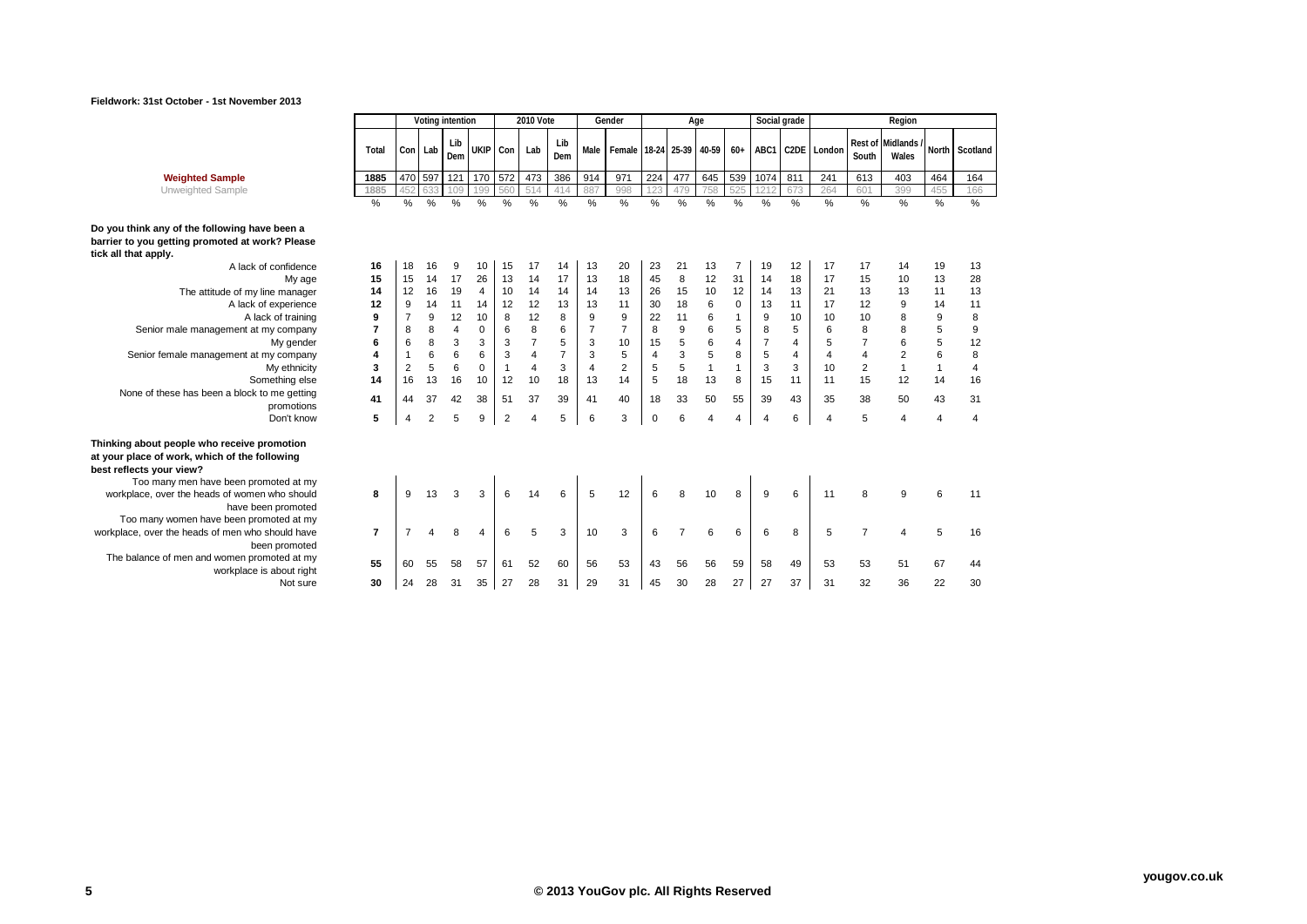**Fieldwork: 31st October - 1st November 2013**

| | Total | Voting intention | | | | 2010 Vote | | | Gender | | Age | | | | Social grade | | Region | | | | |
|---|---|---|---|---|---|---|---|---|---|---|---|---|---|---|---|---|---|---|---|---|---|
| | | Con | Lab | Lib Dem | UKIP | Con | Lab | Lib Dem | Male | Female | 18-24 | 25-39 | 40-59 | 60+ | ABC1 | C2DE | London | Rest of South | Midlands / Wales | North | Scotland |
| **Weighted Sample** | 1885 | 470 | 597 | 121 | 170 | 572 | 473 | 386 | 914 | 971 | 224 | 477 | 645 | 539 | 1074 | 811 | 241 | 613 | 403 | 464 | 164 |
| Unweighted Sample | 1885 | 452 | 633 | 109 | 199 | 560 | 514 | 414 | 887 | 998 | 123 | 479 | 758 | 525 | 1212 | 673 | 264 | 601 | 399 | 455 | 166 |
| | % | % | % | % | % | % | % | % | % | % | % | % | % | % | % | % | % | % | % | % | % |
| **Do you think any of the following have been a barrier to you getting promoted at work? Please tick all that apply.** | | | | | | | | | | | | | | | | | | | | | |
| A lack of confidence | **16** | 18 | 16 | 9 | 10 | 15 | 17 | 14 | 13 | 20 | 23 | 21 | 13 | 7 | 19 | 12 | 17 | 17 | 14 | 19 | 13 |
| My age | **15** | 15 | 14 | 17 | 26 | 13 | 14 | 17 | 13 | 18 | 45 | 8 | 12 | 31 | 14 | 18 | 17 | 15 | 10 | 13 | 28 |
| The attitude of my line manager | **14** | 12 | 16 | 19 | 4 | 10 | 14 | 14 | 14 | 13 | 26 | 15 | 10 | 12 | 14 | 13 | 21 | 13 | 13 | 11 | 13 |
| A lack of experience | **12** | 9 | 14 | 11 | 14 | 12 | 12 | 13 | 13 | 11 | 30 | 18 | 6 | 0 | 13 | 11 | 17 | 12 | 9 | 14 | 11 |
| A lack of training | **9** | 7 | 9 | 12 | 10 | 8 | 12 | 8 | 9 | 9 | 22 | 11 | 6 | 1 | 9 | 10 | 10 | 10 | 8 | 9 | 8 |
| Senior male management at my company | **7** | 8 | 8 | 4 | 0 | 6 | 8 | 6 | 7 | 7 | 8 | 9 | 6 | 5 | 8 | 5 | 6 | 8 | 8 | 5 | 9 |
| My gender | **6** | 6 | 8 | 3 | 3 | 3 | 7 | 5 | 3 | 10 | 15 | 5 | 6 | 4 | 7 | 4 | 5 | 7 | 6 | 5 | 12 |
| Senior female management at my company | **4** | 1 | 6 | 6 | 6 | 3 | 4 | 7 | 3 | 5 | 4 | 3 | 5 | 8 | 5 | 4 | 4 | 4 | 2 | 6 | 8 |
| My ethnicity | **3** | 2 | 5 | 6 | 0 | 1 | 4 | 3 | 4 | 2 | 5 | 5 | 1 | 1 | 3 | 3 | 10 | 2 | 1 | 1 | 4 |
| Something else | **14** | 16 | 13 | 16 | 10 | 12 | 10 | 18 | 13 | 14 | 5 | 18 | 13 | 8 | 15 | 11 | 11 | 15 | 12 | 14 | 16 |
| None of these has been a block to me getting promotions | **41** | 44 | 37 | 42 | 38 | 51 | 37 | 39 | 41 | 40 | 18 | 33 | 50 | 55 | 39 | 43 | 35 | 38 | 50 | 43 | 31 |
| Don't know | **5** | 4 | 2 | 5 | 9 | 2 | 4 | 5 | 6 | 3 | 0 | 6 | 4 | 4 | 4 | 6 | 4 | 5 | 4 | 4 | 4 |
| **Thinking about people who receive promotion at your place of work, which of the following best reflects your view?** | | | | | | | | | | | | | | | | | | | | | |
| Too many men have been promoted at my workplace, over the heads of women who should have been promoted | **8** | 9 | 13 | 3 | 3 | 6 | 14 | 6 | 5 | 12 | 6 | 8 | 10 | 8 | 9 | 6 | 11 | 8 | 9 | 6 | 11 |
| Too many women have been promoted at my workplace, over the heads of men who should have been promoted | **7** | 7 | 4 | 8 | 4 | 6 | 5 | 3 | 10 | 3 | 6 | 7 | 6 | 6 | 6 | 8 | 5 | 7 | 4 | 5 | 16 |
| The balance of men and women promoted at my workplace is about right | **55** | 60 | 55 | 58 | 57 | 61 | 52 | 60 | 56 | 53 | 43 | 56 | 56 | 59 | 58 | 49 | 53 | 53 | 51 | 67 | 44 |
| Not sure | **30** | 24 | 28 | 31 | 35 | 27 | 28 | 31 | 29 | 31 | 45 | 30 | 28 | 27 | 27 | 37 | 31 | 32 | 36 | 22 | 30 |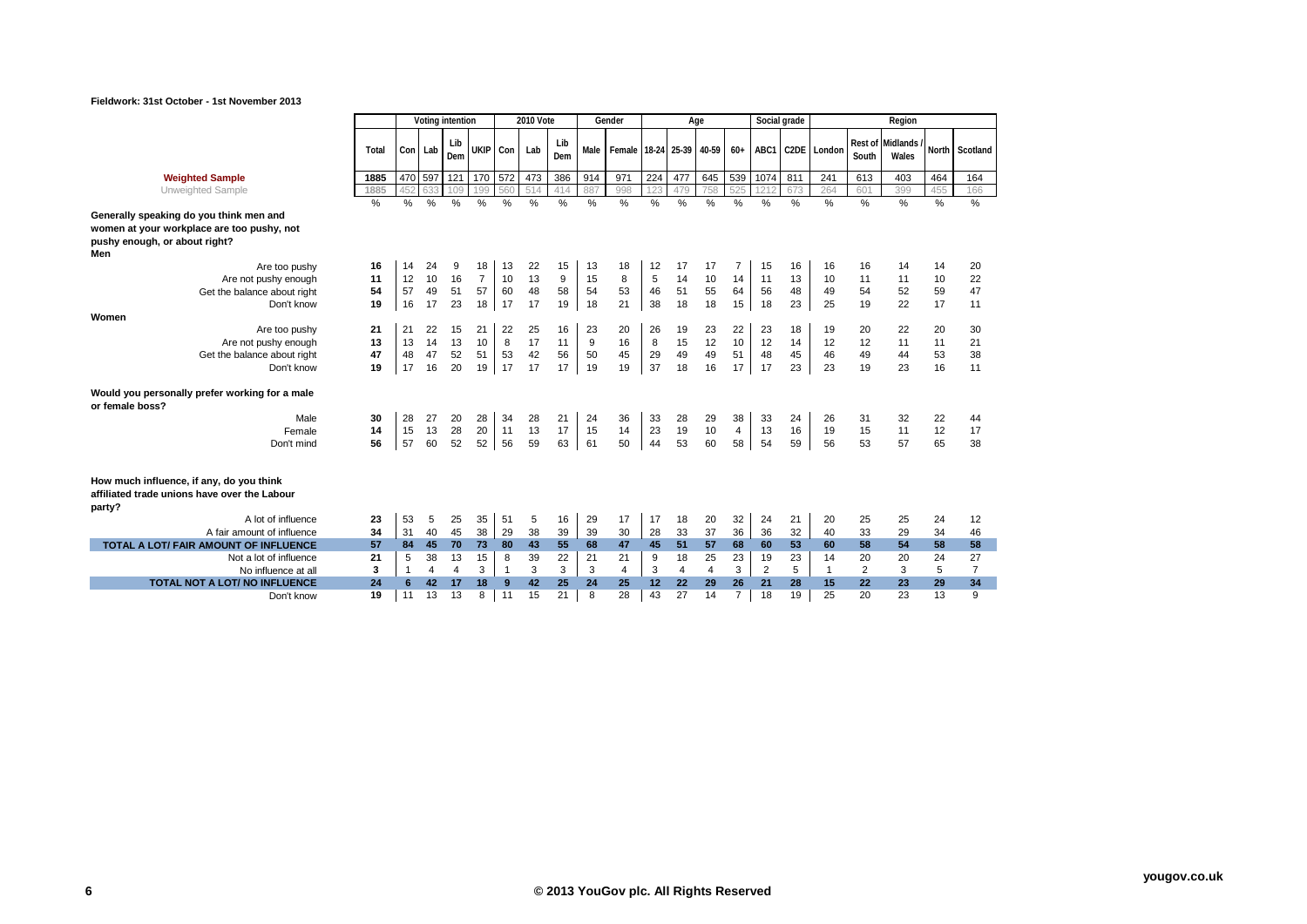Fieldwork: 31st October - 1st November 2013

| | | Voting intention | | | | 2010 Vote | | | Gender | | Age | | | | Social grade | | Region | | | | |
|---|---|---|---|---|---|---|---|---|---|---|---|---|---|---|---|---|---|---|---|---|---|
| | Total | Con | Lab | Lib Dem | UKIP | Con | Lab | Lib Dem | Male | Female | 18-24 | 25-39 | 40-59 | 60+ | ABC1 | C2DE | London | Rest of South | Midlands / Wales | North | Scotland |
| **Weighted Sample** | 1885 | 470 | 597 | 121 | 170 | 572 | 473 | 386 | 914 | 971 | 224 | 477 | 645 | 539 | 1074 | 811 | 241 | 613 | 403 | 464 | 164 |
| Unweighted Sample | 1885 | 452 | 633 | 109 | 199 | 560 | 514 | 414 | 887 | 998 | 123 | 479 | 758 | 525 | 1212 | 673 | 264 | 601 | 399 | 455 | 166 |
| | % | % | % | % | % | % | % | % | % | % | % | % | % | % | % | % | % | % | % | % | % |
| **Generally speaking do you think men and women at your workplace are too pushy, not pushy enough, or about right?** | | | | | | | | | | | | | | | | | | | | | |
| **Men** | | | | | | | | | | | | | | | | | | | | | |
| Are too pushy | **16** | 14 | 24 | 9 | 18 | 13 | 22 | 15 | 13 | 18 | 12 | 17 | 17 | 7 | 15 | 16 | 16 | 16 | 14 | 14 | 20 |
| Are not pushy enough | **11** | 12 | 10 | 16 | 7 | 10 | 13 | 9 | 15 | 8 | 5 | 14 | 10 | 14 | 11 | 13 | 10 | 11 | 11 | 10 | 22 |
| Get the balance about right | **54** | 57 | 49 | 51 | 57 | 60 | 48 | 58 | 54 | 53 | 46 | 51 | 55 | 64 | 56 | 48 | 49 | 54 | 52 | 59 | 47 |
| Don't know | **19** | 16 | 17 | 23 | 18 | 17 | 17 | 19 | 18 | 21 | 38 | 18 | 18 | 15 | 18 | 23 | 25 | 19 | 22 | 17 | 11 |
| **Women** | | | | | | | | | | | | | | | | | | | | | |
| Are too pushy | **21** | 21 | 22 | 15 | 21 | 22 | 25 | 16 | 23 | 20 | 26 | 19 | 23 | 22 | 23 | 18 | 19 | 20 | 22 | 20 | 30 |
| Are not pushy enough | **13** | 13 | 14 | 13 | 10 | 8 | 17 | 11 | 9 | 16 | 8 | 15 | 12 | 10 | 12 | 14 | 12 | 12 | 11 | 11 | 21 |
| Get the balance about right | **47** | 48 | 47 | 52 | 51 | 53 | 42 | 56 | 50 | 45 | 29 | 49 | 49 | 51 | 48 | 45 | 46 | 49 | 44 | 53 | 38 |
| Don't know | **19** | 17 | 16 | 20 | 19 | 17 | 17 | 17 | 19 | 19 | 37 | 18 | 16 | 17 | 17 | 23 | 23 | 19 | 23 | 16 | 11 |
| **Would you personally prefer working for a male or female boss?** | | | | | | | | | | | | | | | | | | | | | |
| Male | **30** | 28 | 27 | 20 | 28 | 34 | 28 | 21 | 24 | 36 | 33 | 28 | 29 | 38 | 33 | 24 | 26 | 31 | 32 | 22 | 44 |
| Female | **14** | 15 | 13 | 28 | 20 | 11 | 13 | 17 | 15 | 14 | 23 | 19 | 10 | 4 | 13 | 16 | 19 | 15 | 11 | 12 | 17 |
| Don't mind | **56** | 57 | 60 | 52 | 52 | 56 | 59 | 63 | 61 | 50 | 44 | 53 | 60 | 58 | 54 | 59 | 56 | 53 | 57 | 65 | 38 |
| **How much influence, if any, do you think affiliated trade unions have over the Labour party?** | | | | | | | | | | | | | | | | | | | | | |
| A lot of influence | **23** | 53 | 5 | 25 | 35 | 51 | 5 | 16 | 29 | 17 | 17 | 18 | 20 | 32 | 24 | 21 | 20 | 25 | 25 | 24 | 12 |
| A fair amount of influence | **34** | 31 | 40 | 45 | 38 | 29 | 38 | 39 | 39 | 30 | 28 | 33 | 37 | 36 | 36 | 32 | 40 | 33 | 29 | 34 | 46 |
| **TOTAL A LOT/ FAIR AMOUNT OF INFLUENCE** | **57** | **84** | **45** | **70** | **73** | **80** | **43** | **55** | **68** | **47** | **45** | **51** | **57** | **68** | **60** | **53** | **60** | **58** | **54** | **58** | **58** |
| Not a lot of influence | **21** | 5 | 38 | 13 | 15 | 8 | 39 | 22 | 21 | 21 | 9 | 18 | 25 | 23 | 19 | 23 | 14 | 20 | 20 | 24 | 27 |
| No influence at all | **3** | 1 | 4 | 4 | 3 | 1 | 3 | 3 | 3 | 4 | 3 | 4 | 4 | 3 | 2 | 5 | 1 | 2 | 3 | 5 | 7 |
| **TOTAL NOT A LOT/ NO INFLUENCE** | **24** | **6** | **42** | **17** | **18** | **9** | **42** | **25** | **24** | **25** | **12** | **22** | **29** | **26** | **21** | **28** | **15** | **22** | **23** | **29** | **34** |
| Don't know | **19** | 11 | 13 | 13 | 8 | 11 | 15 | 21 | 8 | 28 | 43 | 27 | 14 | 7 | 18 | 19 | 25 | 20 | 23 | 13 | 9 |

© 2013 YouGov plc. All Rights Reserved

yougov.co.uk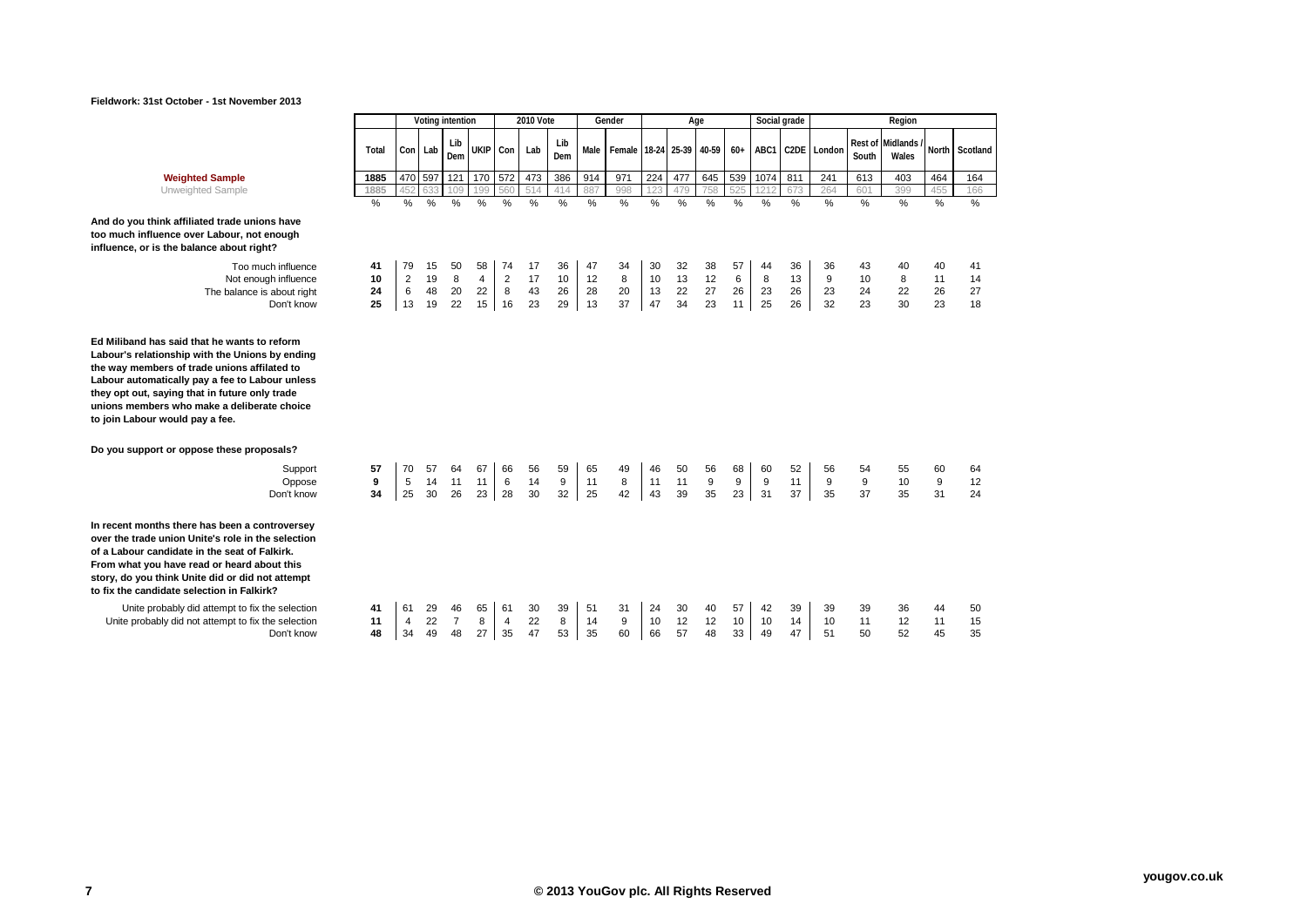Fieldwork: 31st October - 1st November 2013

| | Total | Voting intention | | | | 2010 Vote | | | Gender | | Age | | | | Social grade | | Region | | | | |
|---|---|---|---|---|---|---|---|---|---|---|---|---|---|---|---|---|---|---|---|---|---|
| | | Con | Lab | Lib Dem | UKIP | Con | Lab | Lib Dem | Male | Female | 18-24 | 25-39 | 40-59 | 60+ | ABC1 | C2DE | London | Rest of South | Midlands / Wales | North | Scotland |
| **Weighted Sample** | 1885 | 470 | 597 | 121 | 170 | 572 | 473 | 386 | 914 | 971 | 224 | 477 | 645 | 539 | 1074 | 811 | 241 | 613 | 403 | 464 | 164 |
| Unweighted Sample | 1885 | 452 | 633 | 109 | 199 | 560 | 514 | 414 | 887 | 998 | 123 | 479 | 758 | 525 | 1212 | 673 | 264 | 601 | 399 | 455 | 166 |
| | % | % | % | % | % | % | % | % | % | % | % | % | % | % | % | % | % | % | % | % | % |
| **And do you think affiliated trade unions have too much influence over Labour, not enough influence, or is the balance about right?** | | | | | | | | | | | | | | | | | | | | | |
| Too much influence | 41 | 79 | 15 | 50 | 58 | 74 | 17 | 36 | 47 | 34 | 30 | 32 | 38 | 57 | 44 | 36 | 36 | 43 | 40 | 40 | 41 |
| Not enough influence | 10 | 2 | 19 | 8 | 4 | 2 | 17 | 10 | 12 | 8 | 10 | 13 | 12 | 6 | 8 | 13 | 9 | 10 | 8 | 11 | 14 |
| The balance is about right | 24 | 6 | 48 | 20 | 22 | 8 | 43 | 26 | 28 | 20 | 13 | 22 | 27 | 26 | 23 | 26 | 23 | 24 | 22 | 26 | 27 |
| Don't know | 25 | 13 | 19 | 22 | 15 | 16 | 23 | 29 | 13 | 37 | 47 | 34 | 23 | 11 | 25 | 26 | 32 | 23 | 30 | 23 | 18 |
| **Ed Miliband has said that he wants to reform Labour's relationship with the Unions by ending the way members of trade unions affilated to Labour automatically pay a fee to Labour unless they opt out, saying that in future only trade unions members who make a deliberate choice to join Labour would pay a fee.** | | | | | | | | | | | | | | | | | | | | | |
| **Do you support or oppose these proposals?** | | | | | | | | | | | | | | | | | | | | | |
| Support | 57 | 70 | 57 | 64 | 67 | 66 | 56 | 59 | 65 | 49 | 46 | 50 | 56 | 68 | 60 | 52 | 56 | 54 | 55 | 60 | 64 |
| Oppose | 9 | 5 | 14 | 11 | 11 | 6 | 14 | 9 | 11 | 8 | 11 | 11 | 9 | 9 | 9 | 11 | 9 | 9 | 10 | 9 | 12 |
| Don't know | 34 | 25 | 30 | 26 | 23 | 28 | 30 | 32 | 25 | 42 | 43 | 39 | 35 | 23 | 31 | 37 | 35 | 37 | 35 | 31 | 24 |
| **In recent months there has been a controversey over the trade union Unite's role in the selection of a Labour candidate in the seat of Falkirk. From what you have read or heard about this story, do you think Unite did or did not attempt to fix the candidate selection in Falkirk?** | | | | | | | | | | | | | | | | | | | | | |
| Unite probably did attempt to fix the selection | 41 | 61 | 29 | 46 | 65 | 61 | 30 | 39 | 51 | 31 | 24 | 30 | 40 | 57 | 42 | 39 | 39 | 39 | 36 | 44 | 50 |
| Unite probably did not attempt to fix the selection | 11 | 4 | 22 | 7 | 8 | 4 | 22 | 8 | 14 | 9 | 10 | 12 | 12 | 10 | 10 | 14 | 10 | 11 | 12 | 11 | 15 |
| Don't know | 48 | 34 | 49 | 48 | 27 | 35 | 47 | 53 | 35 | 60 | 66 | 57 | 48 | 33 | 49 | 47 | 51 | 50 | 52 | 45 | 35 |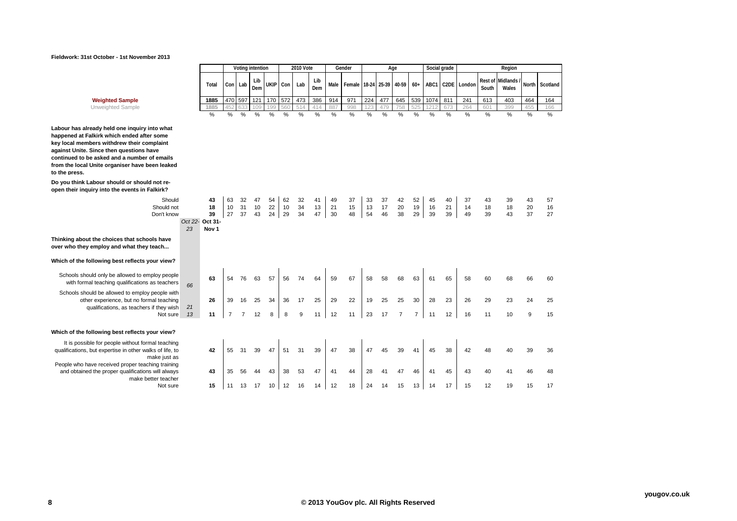Fieldwork: 31st October - 1st November 2013

| | | Total | Voting intention | | | | 2010 Vote | | | Gender | | Age | | | | Social grade | | Region | | | | |
|---|---|---|---|---|---|---|---|---|---|---|---|---|---|---|---|---|---|---|---|---|---|---|
| | | | Con | Lab | Lib Dem | UKIP | Con | Lab | Lib Dem | Male | Female | 18-24 | 25-39 | 40-59 | 60+ | ABC1 | C2DE | London | Rest of South | Midlands / Wales | North | Scotland |
| **Weighted Sample** | | 1885 | 470 | 597 | 121 | 170 | 572 | 473 | 386 | 914 | 971 | 224 | 477 | 645 | 539 | 1074 | 811 | 241 | 613 | 403 | 464 | 164 |
| Unweighted Sample | | 1885 | 452 | 633 | 109 | 199 | 560 | 514 | 414 | 887 | 998 | 123 | 479 | 758 | 525 | 1212 | 673 | 264 | 601 | 399 | 455 | 166 |
| | | % | % | % | % | % | % | % | % | % | % | % | % | % | % | % | % | % | % | % | % | % |
| **Labour has already held one inquiry into what happened at Falkirk which ended after some key local members withdrew their complaint against Unite. Since then questions have continued to be asked and a number of emails from the local Unite organiser have been leaked to the press.** | | | | | | | | | | | | | | | | | | | | | | |
| **Do you think Labour should or should not re-open their inquiry into the events in Falkirk?** | | | | | | | | | | | | | | | | | | | | | | |
| Should | | 43 | 63 | 32 | 47 | 54 | 62 | 32 | 41 | 49 | 37 | 33 | 37 | 42 | 52 | 45 | 40 | 37 | 43 | 39 | 43 | 57 |
| Should not | | 18 | 10 | 31 | 10 | 22 | 10 | 34 | 13 | 21 | 15 | 13 | 17 | 20 | 19 | 16 | 21 | 14 | 18 | 18 | 20 | 16 |
| Don't know | | 39 | 27 | 37 | 43 | 24 | 29 | 34 | 47 | 30 | 48 | 54 | 46 | 38 | 29 | 39 | 39 | 49 | 39 | 43 | 37 | 27 |
| | Oct 22-23 | Oct 31-Nov 1 | | | | | | | | | | | | | | | | | | | | |
| **Thinking about the choices that schools have over who they employ and what they teach...** | | | | | | | | | | | | | | | | | | | | | | |
| **Which of the following best reflects your view?** | | | | | | | | | | | | | | | | | | | | | | |
| Schools should only be allowed to employ people with formal teaching qualifications as teachers | 66 | 63 | 54 | 76 | 63 | 57 | 56 | 74 | 64 | 59 | 67 | 58 | 58 | 68 | 63 | 61 | 65 | 58 | 60 | 68 | 66 | 60 |
| Schools should be allowed to employ people with other experience, but no formal teaching qualifications, as teachers if they wish | 21 | 26 | 39 | 16 | 25 | 34 | 36 | 17 | 25 | 29 | 22 | 19 | 25 | 25 | 30 | 28 | 23 | 26 | 29 | 23 | 24 | 25 |
| Not sure | 13 | 11 | 7 | 7 | 12 | 8 | 8 | 9 | 11 | 12 | 11 | 23 | 17 | 7 | 7 | 11 | 12 | 16 | 11 | 10 | 9 | 15 |
| **Which of the following best reflects your view?** | | | | | | | | | | | | | | | | | | | | | | |
| It is possible for people without formal teaching qualifications, but expertise in other walks of life, to make just as | | 42 | 55 | 31 | 39 | 47 | 51 | 31 | 39 | 47 | 38 | 47 | 45 | 39 | 41 | 45 | 38 | 42 | 48 | 40 | 39 | 36 |
| People who have received proper teaching training and obtained the proper qualifications will always make better teacher | | 43 | 35 | 56 | 44 | 43 | 38 | 53 | 47 | 41 | 44 | 28 | 41 | 47 | 46 | 41 | 45 | 43 | 40 | 41 | 46 | 48 |
| Not sure | | 15 | 11 | 13 | 17 | 10 | 12 | 16 | 14 | 12 | 18 | 24 | 14 | 15 | 13 | 14 | 17 | 15 | 12 | 19 | 15 | 17 |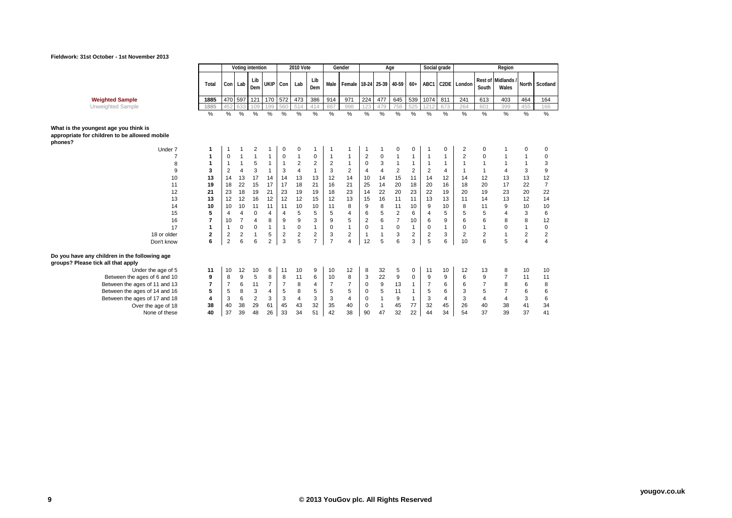Fieldwork: 31st October - 1st November 2013

| | Total | Voting intention | | | | 2010 Vote | | | Gender | | Age | | | | Social grade | | Region | | | | |
|---|---|---|---|---|---|---|---|---|---|---|---|---|---|---|---|---|---|---|---|---|---|
| | | Con | Lab | Lib Dem | UKIP | Con | Lab | Lib Dem | Male | Female | 18-24 | 25-39 | 40-59 | 60+ | ABC1 | C2DE | London | Rest of South | Midlands / Wales | North | Scotland |
| **Weighted Sample** | 1885 | 470 | 597 | 121 | 170 | 572 | 473 | 386 | 914 | 971 | 224 | 477 | 645 | 539 | 1074 | 811 | 241 | 613 | 403 | 464 | 164 |
| Unweighted Sample | 1885 | 452 | 633 | 109 | 199 | 560 | 514 | 414 | 887 | 998 | 123 | 479 | 758 | 525 | 1212 | 673 | 264 | 601 | 399 | 455 | 166 |
| | % | % | % | % | % | % | % | % | % | % | % | % | % | % | % | % | % | % | % | % | % |
| **What is the youngest age you think is appropriate for children to be allowed mobile phones?** | | | | | | | | | | | | | | | | | | | | | |
| Under 7 | 1 | 1 | 1 | 2 | 1 | 0 | 0 | 1 | 1 | 1 | 1 | 1 | 0 | 0 | 1 | 0 | 2 | 0 | 1 | 0 | 0 |
| 7 | 1 | 0 | 1 | 1 | 1 | 0 | 1 | 0 | 1 | 1 | 2 | 0 | 1 | 1 | 1 | 1 | 2 | 0 | 1 | 1 | 0 |
| 8 | 1 | 1 | 1 | 5 | 1 | 1 | 2 | 2 | 2 | 1 | 0 | 3 | 1 | 1 | 1 | 1 | 1 | 1 | 1 | 1 | 3 |
| 9 | 3 | 2 | 4 | 3 | 1 | 3 | 4 | 1 | 3 | 2 | 4 | 4 | 2 | 2 | 2 | 4 | 1 | 1 | 4 | 3 | 9 |
| 10 | 13 | 14 | 13 | 17 | 14 | 14 | 13 | 13 | 12 | 14 | 10 | 14 | 15 | 11 | 14 | 12 | 14 | 12 | 13 | 13 | 12 |
| 11 | 19 | 18 | 22 | 15 | 17 | 17 | 18 | 21 | 16 | 21 | 25 | 14 | 20 | 18 | 20 | 16 | 18 | 20 | 17 | 22 | 7 |
| 12 | 21 | 23 | 18 | 19 | 21 | 23 | 19 | 19 | 18 | 23 | 14 | 22 | 20 | 23 | 22 | 19 | 20 | 19 | 23 | 20 | 22 |
| 13 | 13 | 12 | 12 | 16 | 12 | 12 | 12 | 15 | 12 | 13 | 15 | 16 | 11 | 11 | 13 | 13 | 11 | 14 | 13 | 12 | 14 |
| 14 | 10 | 10 | 10 | 11 | 11 | 11 | 10 | 10 | 11 | 8 | 9 | 8 | 11 | 10 | 9 | 10 | 8 | 11 | 9 | 10 | 10 |
| 15 | 5 | 4 | 4 | 0 | 4 | 4 | 5 | 5 | 5 | 4 | 6 | 5 | 2 | 6 | 4 | 5 | 5 | 5 | 4 | 3 | 6 |
| 16 | 7 | 10 | 7 | 4 | 8 | 9 | 9 | 3 | 9 | 5 | 2 | 6 | 7 | 10 | 6 | 9 | 6 | 6 | 8 | 8 | 12 |
| 17 | 1 | 1 | 0 | 0 | 1 | 1 | 0 | 1 | 0 | 1 | 0 | 1 | 0 | 1 | 0 | 1 | 0 | 1 | 0 | 1 | 0 |
| 18 or older | 2 | 2 | 2 | 1 | 5 | 2 | 2 | 2 | 3 | 2 | 1 | 1 | 3 | 2 | 2 | 3 | 2 | 2 | 1 | 2 | 2 |
| Don't know | 6 | 2 | 6 | 6 | 2 | 3 | 5 | 7 | 7 | 4 | 12 | 5 | 6 | 3 | 5 | 6 | 10 | 6 | 5 | 4 | 4 |
| **Do you have any children in the following age groups? Please tick all that apply** | | | | | | | | | | | | | | | | | | | | | |
| Under the age of 5 | 11 | 10 | 12 | 10 | 6 | 11 | 10 | 9 | 10 | 12 | 8 | 32 | 5 | 0 | 11 | 10 | 12 | 13 | 8 | 10 | 10 |
| Between the ages of 6 and 10 | 9 | 8 | 9 | 5 | 8 | 8 | 11 | 6 | 10 | 8 | 3 | 22 | 9 | 0 | 9 | 9 | 6 | 9 | 7 | 11 | 11 |
| Between the ages of 11 and 13 | 7 | 7 | 6 | 11 | 7 | 7 | 8 | 4 | 7 | 7 | 0 | 9 | 13 | 1 | 7 | 6 | 6 | 7 | 8 | 6 | 8 |
| Between the ages of 14 and 16 | 5 | 5 | 8 | 3 | 4 | 5 | 8 | 5 | 5 | 5 | 0 | 5 | 11 | 1 | 5 | 6 | 3 | 5 | 7 | 6 | 6 |
| Between the ages of 17 and 18 | 4 | 3 | 6 | 2 | 3 | 3 | 4 | 3 | 3 | 4 | 0 | 1 | 9 | 1 | 3 | 4 | 3 | 4 | 4 | 3 | 6 |
| Over the age of 18 | 38 | 40 | 38 | 29 | 61 | 45 | 43 | 32 | 35 | 40 | 0 | 1 | 45 | 77 | 32 | 45 | 26 | 40 | 38 | 41 | 34 |
| None of these | 40 | 37 | 39 | 48 | 26 | 33 | 34 | 51 | 42 | 38 | 90 | 47 | 32 | 22 | 44 | 34 | 54 | 37 | 39 | 37 | 41 |

© 2013 YouGov plc. All Rights Reserved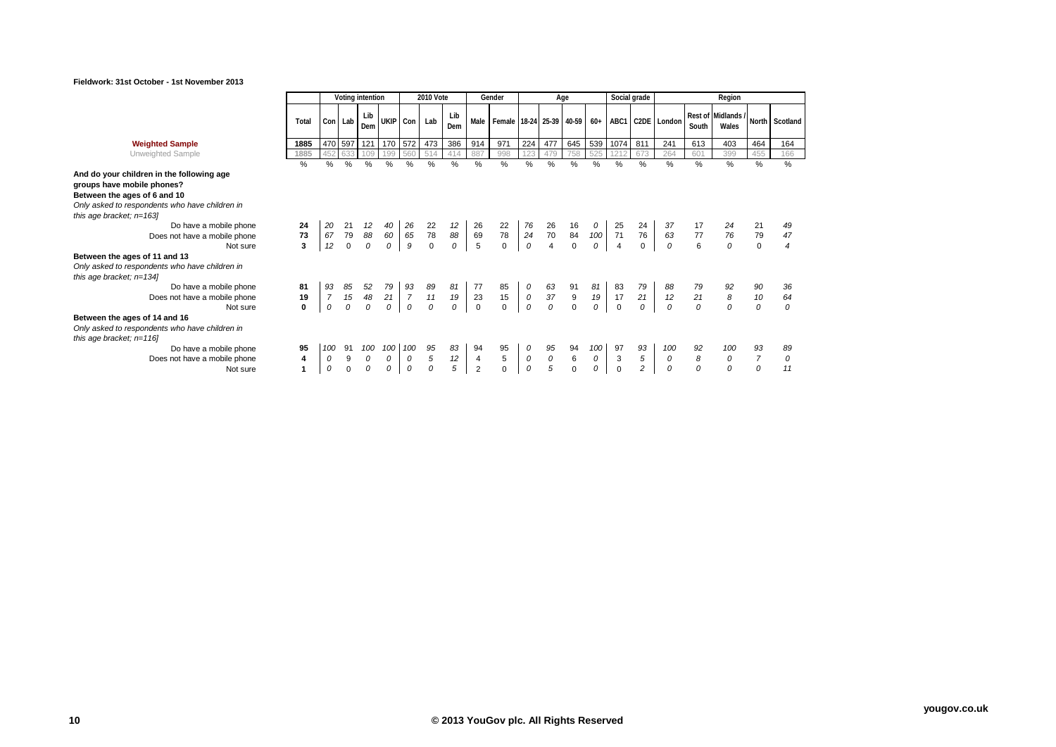**Fieldwork: 31st October - 1st November 2013**

| | Total | Voting intention | | | | 2010 Vote | | | Gender | | Age | | | | Social grade | | Region | | | | |
|---|---|---|---|---|---|---|---|---|---|---|---|---|---|---|---|---|---|---|---|---|---|
| | | Con | Lab | Lib Dem | UKIP | Con | Lab | Lib Dem | Male | Female | 18-24 | 25-39 | 40-59 | 60+ | ABC1 | C2DE | London | Rest of South | Midlands / Wales | North | Scotland |
| **Weighted Sample** | 1885 | 470 | 597 | 121 | 170 | 572 | 473 | 386 | 914 | 971 | 224 | 477 | 645 | 539 | 1074 | 811 | 241 | 613 | 403 | 464 | 164 |
| Unweighted Sample | 1885 | 452 | 633 | 109 | 199 | 560 | 514 | 414 | 887 | 998 | 123 | 479 | 758 | 525 | 1212 | 673 | 264 | 601 | 399 | 455 | 166 |
| | % | % | % | % | % | % | % | % | % | % | % | % | % | % | % | % | % | % | % | % | % |
| **And do your children in the following age groups have mobile phones?** | | | | | | | | | | | | | | | | | | | | | |
| **Between the ages of 6 and 10** | | | | | | | | | | | | | | | | | | | | | |
| *Only asked to respondents who have children in this age bracket; n=163]* | | | | | | | | | | | | | | | | | | | | | |
| Do have a mobile phone | **24** | 20 | 21 | 12 | 40 | 26 | 22 | 12 | 26 | 22 | 76 | 26 | 16 | 0 | 25 | 24 | 37 | 17 | 24 | 21 | 49 |
| Does not have a mobile phone | **73** | 67 | 79 | 88 | 60 | 65 | 78 | 88 | 69 | 78 | 24 | 70 | 84 | 100 | 71 | 76 | 63 | 77 | 76 | 79 | 47 |
| Not sure | **3** | 12 | 0 | 0 | 0 | 9 | 0 | 0 | 5 | 0 | 0 | 4 | 0 | 0 | 4 | 0 | 0 | 6 | 0 | 0 | 4 |
| **Between the ages of 11 and 13** | | | | | | | | | | | | | | | | | | | | | |
| *Only asked to respondents who have children in this age bracket; n=134]* | | | | | | | | | | | | | | | | | | | | | |
| Do have a mobile phone | **81** | 93 | 85 | 52 | 79 | 93 | 89 | 81 | 77 | 85 | 0 | 63 | 91 | 81 | 83 | 79 | 88 | 79 | 92 | 90 | 36 |
| Does not have a mobile phone | **19** | 7 | 15 | 48 | 21 | 7 | 11 | 19 | 23 | 15 | 0 | 37 | 9 | 19 | 17 | 21 | 12 | 21 | 8 | 10 | 64 |
| Not sure | **0** | 0 | 0 | 0 | 0 | 0 | 0 | 0 | 0 | 0 | 0 | 0 | 0 | 0 | 0 | 0 | 0 | 0 | 0 | 0 | 0 |
| **Between the ages of 14 and 16** | | | | | | | | | | | | | | | | | | | | | |
| *Only asked to respondents who have children in this age bracket; n=116]* | | | | | | | | | | | | | | | | | | | | | |
| Do have a mobile phone | **95** | 100 | 91 | 100 | 100 | 100 | 95 | 83 | 94 | 95 | 0 | 95 | 94 | 100 | 97 | 93 | 100 | 92 | 100 | 93 | 89 |
| Does not have a mobile phone | **4** | 0 | 9 | 0 | 0 | 0 | 5 | 12 | 4 | 5 | 0 | 0 | 6 | 0 | 3 | 5 | 0 | 8 | 0 | 7 | 0 |
| Not sure | **1** | 0 | 0 | 0 | 0 | 0 | 0 | 5 | 2 | 0 | 0 | 5 | 0 | 0 | 0 | 2 | 0 | 0 | 0 | 0 | 11 |

© 2013 YouGov plc. All Rights Reserved

yougov.co.uk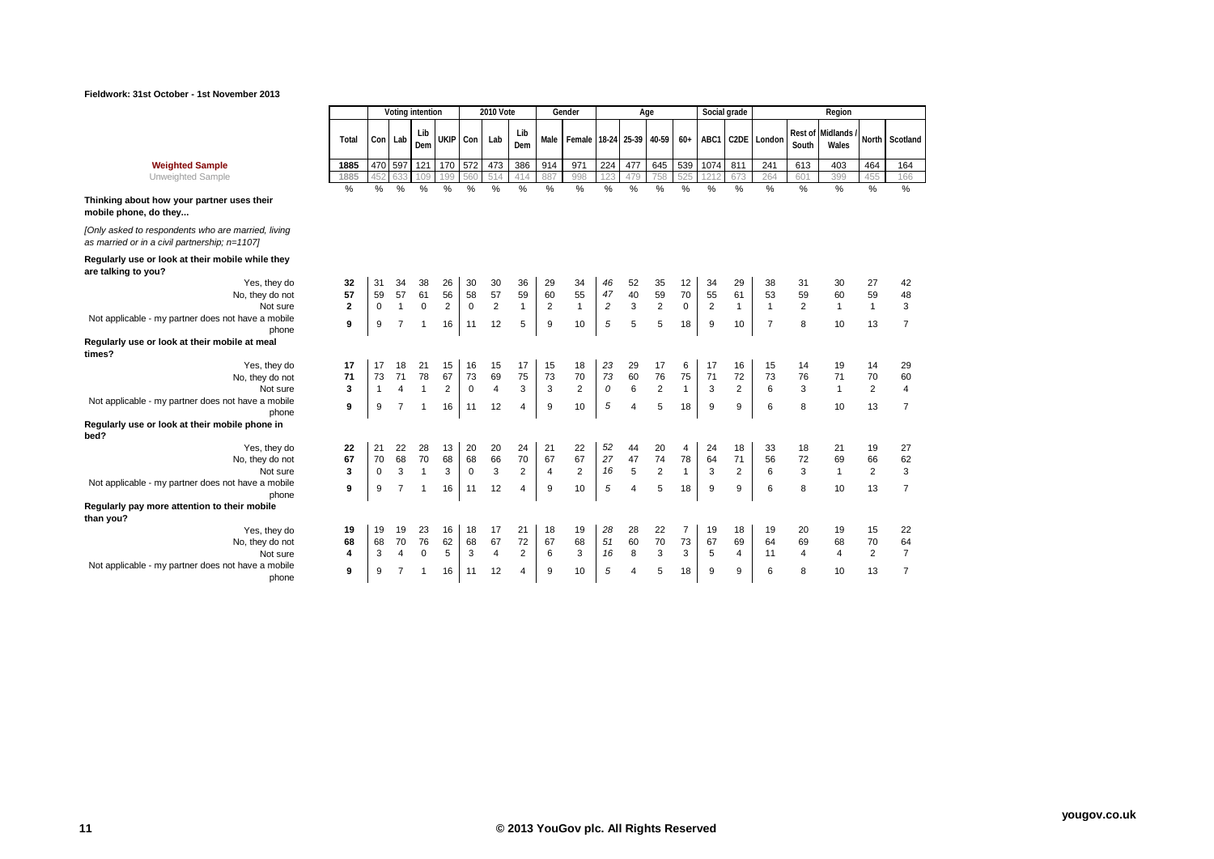**Fieldwork: 31st October - 1st November 2013**

| | Total | Voting intention | | | | 2010 Vote | | | Gender | | Age | | | | Social grade | | Region | | | | |
|---|---|---|---|---|---|---|---|---|---|---|---|---|---|---|---|---|---|---|---|---|---|
| | | Con | Lab | Lib Dem | UKIP | Con | Lab | Lib Dem | Male | Female | 18-24 | 25-39 | 40-59 | 60+ | ABC1 | C2DE | London | Rest of South | Midlands / Wales | North | Scotland |
| **Weighted Sample** | 1885 | 470 | 597 | 121 | 170 | 572 | 473 | 386 | 914 | 971 | 224 | 477 | 645 | 539 | 1074 | 811 | 241 | 613 | 403 | 464 | 164 |
| Unweighted Sample | 1885 | 452 | 633 | 109 | 199 | 560 | 514 | 414 | 887 | 998 | 123 | 479 | 758 | 525 | 1212 | 673 | 264 | 601 | 399 | 455 | 166 |
| | % | % | % | % | % | % | % | % | % | % | % | % | % | % | % | % | % | % | % | % | % |
| **Thinking about how your partner uses their mobile phone, do they...** | | | | | | | | | | | | | | | | | | | | | |
| *[Only asked to respondents who are married, living as married or in a civil partnership; n=1107]* | | | | | | | | | | | | | | | | | | | | | |
| **Regularly use or look at their mobile while they are talking to you?** | | | | | | | | | | | | | | | | | | | | | |
| Yes, they do | **32** | 31 | 34 | 38 | 26 | 30 | 30 | 36 | 29 | 34 | *46* | 52 | 35 | 12 | 34 | 29 | 38 | 31 | 30 | 27 | 42 |
| No, they do not | **57** | 59 | 57 | 61 | 56 | 58 | 57 | 59 | 60 | 55 | *47* | 40 | 59 | 70 | 55 | 61 | 53 | 59 | 60 | 59 | 48 |
| Not sure | **2** | 0 | 1 | 0 | 2 | 0 | 2 | 1 | 2 | 1 | *2* | 3 | 2 | 0 | 2 | 1 | 1 | 2 | 1 | 1 | 3 |
| Not applicable - my partner does not have a mobile phone | **9** | 9 | 7 | 1 | 16 | 11 | 12 | 5 | 9 | 10 | *5* | 5 | 5 | 18 | 9 | 10 | 7 | 8 | 10 | 13 | 7 |
| **Regularly use or look at their mobile at meal times?** | | | | | | | | | | | | | | | | | | | | | |
| Yes, they do | **17** | 17 | 18 | 21 | 15 | 16 | 15 | 17 | 15 | 18 | *23* | 29 | 17 | 6 | 17 | 16 | 15 | 14 | 19 | 14 | 29 |
| No, they do not | **71** | 73 | 71 | 78 | 67 | 73 | 69 | 75 | 73 | 70 | *73* | 60 | 76 | 75 | 71 | 72 | 73 | 76 | 71 | 70 | 60 |
| Not sure | **3** | 1 | 4 | 1 | 2 | 0 | 4 | 3 | 3 | 2 | *0* | 6 | 2 | 1 | 3 | 2 | 6 | 3 | 1 | 2 | 4 |
| Not applicable - my partner does not have a mobile phone | **9** | 9 | 7 | 1 | 16 | 11 | 12 | 4 | 9 | 10 | *5* | 4 | 5 | 18 | 9 | 9 | 6 | 8 | 10 | 13 | 7 |
| **Regularly use or look at their mobile phone in bed?** | | | | | | | | | | | | | | | | | | | | | |
| Yes, they do | **22** | 21 | 22 | 28 | 13 | 20 | 20 | 24 | 21 | 22 | *52* | 44 | 20 | 4 | 24 | 18 | 33 | 18 | 21 | 19 | 27 |
| No, they do not | **67** | 70 | 68 | 70 | 68 | 68 | 66 | 70 | 67 | 67 | *27* | 47 | 74 | 78 | 64 | 71 | 56 | 72 | 69 | 66 | 62 |
| Not sure | **3** | 0 | 3 | 1 | 3 | 0 | 3 | 2 | 4 | 2 | *16* | 5 | 2 | 1 | 3 | 2 | 6 | 3 | 1 | 2 | 3 |
| Not applicable - my partner does not have a mobile phone | **9** | 9 | 7 | 1 | 16 | 11 | 12 | 4 | 9 | 10 | *5* | 4 | 5 | 18 | 9 | 9 | 6 | 8 | 10 | 13 | 7 |
| **Regularly pay more attention to their mobile than you?** | | | | | | | | | | | | | | | | | | | | | |
| Yes, they do | **19** | 19 | 19 | 23 | 16 | 18 | 17 | 21 | 18 | 19 | *28* | 28 | 22 | 7 | 19 | 18 | 19 | 20 | 19 | 15 | 22 |
| No, they do not | **68** | 68 | 70 | 76 | 62 | 68 | 67 | 72 | 67 | 68 | *51* | 60 | 70 | 73 | 67 | 69 | 64 | 69 | 68 | 70 | 64 |
| Not sure | **4** | 3 | 4 | 0 | 5 | 3 | 4 | 2 | 6 | 3 | *16* | 8 | 3 | 3 | 5 | 4 | 11 | 4 | 4 | 2 | 7 |
| Not applicable - my partner does not have a mobile phone | **9** | 9 | 7 | 1 | 16 | 11 | 12 | 4 | 9 | 10 | *5* | 4 | 5 | 18 | 9 | 9 | 6 | 8 | 10 | 13 | 7 |

© 2013 YouGov plc. All Rights Reserved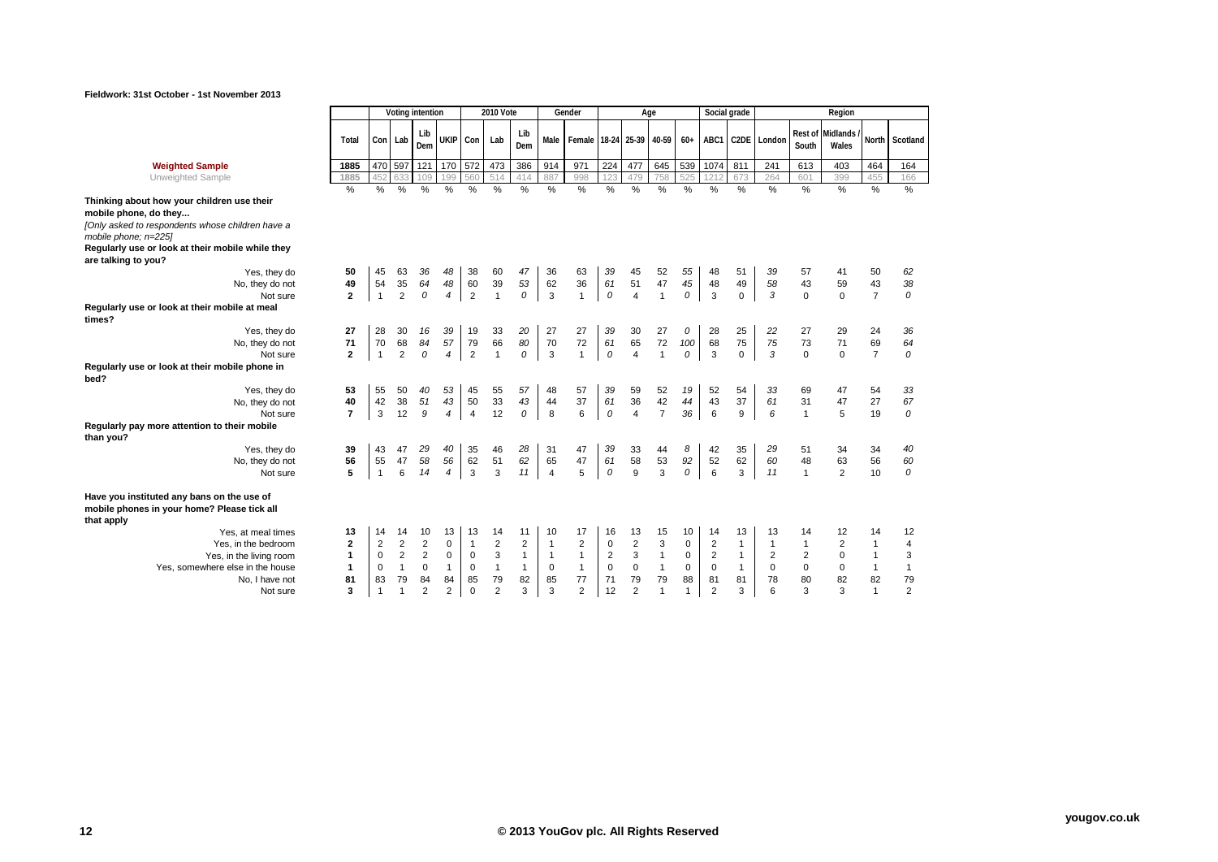Fieldwork: 31st October - 1st November 2013

| | Total | Voting intention | | | | 2010 Vote | | | Gender | | Age | | | | Social grade | | Region | | | | |
|---|---|---|---|---|---|---|---|---|---|---|---|---|---|---|---|---|---|---|---|---|---|
| | | Con | Lab | Lib Dem | UKIP | Con | Lab | Lib Dem | Male | Female | 18-24 | 25-39 | 40-59 | 60+ | ABC1 | C2DE | London | Rest of South | Midlands / Wales | North | Scotland |
| **Weighted Sample** | 1885 | 470 | 597 | 121 | 170 | 572 | 473 | 386 | 914 | 971 | 224 | 477 | 645 | 539 | 1074 | 811 | 241 | 613 | 403 | 464 | 164 |
| Unweighted Sample | 1885 | 452 | 633 | 109 | 199 | 560 | 514 | 414 | 887 | 998 | 123 | 479 | 758 | 525 | 1212 | 673 | 264 | 601 | 399 | 455 | 166 |
| | % | % | % | % | % | % | % | % | % | % | % | % | % | % | % | % | % | % | % | % | % |
| **Thinking about how your children use their mobile phone, do they...** *[Only asked to respondents whose children have a mobile phone; n=225]* | | | | | | | | | | | | | | | | | | | | | |
| **Regularly use or look at their mobile while they are talking to you?** | | | | | | | | | | | | | | | | | | | | | |
| Yes, they do | **50** | 45 | 63 | *36* | *48* | 38 | 60 | *47* | 36 | 63 | *39* | 45 | 52 | *55* | 48 | 51 | *39* | 57 | 41 | 50 | *62* |
| No, they do not | **49** | 54 | 35 | *64* | *48* | 60 | 39 | *53* | 62 | 36 | *61* | 51 | 47 | *45* | 48 | 49 | *58* | 43 | 59 | 43 | *38* |
| Not sure | **2** | 1 | 2 | *0* | *4* | 2 | 1 | *0* | 3 | 1 | *0* | 4 | 1 | *0* | 3 | 0 | *3* | 0 | 0 | 7 | *0* |
| **Regularly use or look at their mobile at meal times?** | | | | | | | | | | | | | | | | | | | | | |
| Yes, they do | **27** | 28 | 30 | *16* | *39* | 19 | 33 | *20* | 27 | 27 | *39* | 30 | 27 | *0* | 28 | 25 | *22* | 27 | 29 | 24 | *36* |
| No, they do not | **71** | 70 | 68 | *84* | *57* | 79 | 66 | *80* | 70 | 72 | *61* | 65 | 72 | *100* | 68 | 75 | *75* | 73 | 71 | 69 | *64* |
| Not sure | **2** | 1 | 2 | *0* | *4* | 2 | 1 | *0* | 3 | 1 | *0* | 4 | 1 | *0* | 3 | 0 | *3* | 0 | 0 | 7 | *0* |
| **Regularly use or look at their mobile phone in bed?** | | | | | | | | | | | | | | | | | | | | | |
| Yes, they do | **53** | 55 | 50 | *40* | *53* | 45 | 55 | *57* | 48 | 57 | *39* | 59 | 52 | *19* | 52 | 54 | *33* | 69 | 47 | 54 | *33* |
| No, they do not | **40** | 42 | 38 | *51* | *43* | 50 | 33 | *43* | 44 | 37 | *61* | 36 | 42 | *44* | 43 | 37 | *61* | 31 | 47 | 27 | *67* |
| Not sure | **7** | 3 | 12 | *9* | *4* | 4 | 12 | *0* | 8 | 6 | *0* | 4 | 7 | *36* | 6 | 9 | *6* | 1 | 5 | 19 | *0* |
| **Regularly pay more attention to their mobile than you?** | | | | | | | | | | | | | | | | | | | | | |
| Yes, they do | **39** | 43 | 47 | *29* | *40* | 35 | 46 | *28* | 31 | 47 | *39* | 33 | 44 | *8* | 42 | 35 | *29* | 51 | 34 | 34 | *40* |
| No, they do not | **56** | 55 | 47 | *58* | *56* | 62 | 51 | *62* | 65 | 47 | *61* | 58 | 53 | *92* | 52 | 62 | *60* | 48 | 63 | 56 | *60* |
| Not sure | **5** | 1 | 6 | *14* | *4* | 3 | 3 | *11* | 4 | 5 | *0* | 9 | 3 | *0* | 6 | 3 | *11* | 1 | 2 | 10 | *0* |
| **Have you instituted any bans on the use of mobile phones in your home? Please tick all that apply** | | | | | | | | | | | | | | | | | | | | | |
| Yes, at meal times | **13** | 14 | 14 | 10 | 13 | 13 | 14 | 11 | 10 | 17 | 16 | 13 | 15 | 10 | 14 | 13 | 13 | 14 | 12 | 14 | 12 |
| Yes, in the bedroom | **2** | 2 | 2 | 2 | 0 | 1 | 2 | 2 | 1 | 2 | 0 | 2 | 3 | 0 | 2 | 1 | 1 | 1 | 2 | 1 | 4 |
| Yes, in the living room | **1** | 0 | 2 | 2 | 0 | 0 | 3 | 1 | 1 | 1 | 2 | 3 | 1 | 0 | 2 | 1 | 2 | 2 | 0 | 1 | 3 |
| Yes, somewhere else in the house | **1** | 0 | 1 | 0 | 1 | 0 | 1 | 1 | 0 | 1 | 0 | 0 | 1 | 0 | 0 | 1 | 0 | 0 | 0 | 1 | 1 |
| No, I have not | **81** | 83 | 79 | 84 | 84 | 85 | 79 | 82 | 85 | 77 | 71 | 79 | 79 | 88 | 81 | 81 | 78 | 80 | 82 | 82 | 79 |
| Not sure | **3** | 1 | 1 | 2 | 2 | 0 | 2 | 3 | 3 | 2 | 12 | 2 | 1 | 1 | 2 | 3 | 6 | 3 | 3 | 1 | 2 |

© 2013 YouGov plc. All Rights Reserved

yougov.co.uk